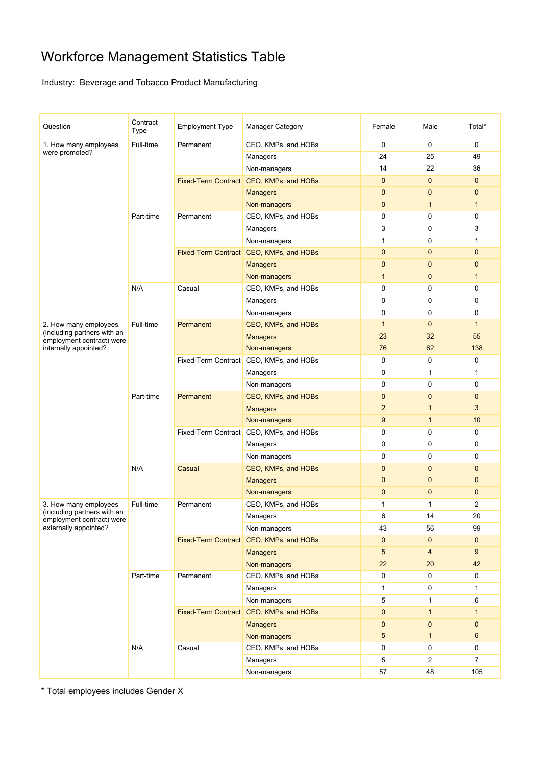# Workforce Management Statistics Table

Industry: Beverage and Tobacco Product Manufacturing

| Question | Contract Type | Employment Type | Manager Category | Female | Male | Total* |
|---|---|---|---|---|---|---|
| 1. How many employees were promoted? | Full-time | Permanent | CEO, KMPs, and HOBs | 0 | 0 | 0 |
| | | | Managers | 24 | 25 | 49 |
| | | | Non-managers | 14 | 22 | 36 |
| | | Fixed-Term Contract | CEO, KMPs, and HOBs | 0 | 0 | 0 |
| | | | Managers | 0 | 0 | 0 |
| | | | Non-managers | 0 | 1 | 1 |
| | Part-time | Permanent | CEO, KMPs, and HOBs | 0 | 0 | 0 |
| | | | Managers | 3 | 0 | 3 |
| | | | Non-managers | 1 | 0 | 1 |
| | | Fixed-Term Contract | CEO, KMPs, and HOBs | 0 | 0 | 0 |
| | | | Managers | 0 | 0 | 0 |
| | | | Non-managers | 1 | 0 | 1 |
| | N/A | Casual | CEO, KMPs, and HOBs | 0 | 0 | 0 |
| | | | Managers | 0 | 0 | 0 |
| | | | Non-managers | 0 | 0 | 0 |
| 2. How many employees (including partners with an employment contract) were internally appointed? | Full-time | Permanent | CEO, KMPs, and HOBs | 1 | 0 | 1 |
| | | | Managers | 23 | 32 | 55 |
| | | | Non-managers | 76 | 62 | 138 |
| | | Fixed-Term Contract | CEO, KMPs, and HOBs | 0 | 0 | 0 |
| | | | Managers | 0 | 1 | 1 |
| | | | Non-managers | 0 | 0 | 0 |
| | Part-time | Permanent | CEO, KMPs, and HOBs | 0 | 0 | 0 |
| | | | Managers | 2 | 1 | 3 |
| | | | Non-managers | 9 | 1 | 10 |
| | | Fixed-Term Contract | CEO, KMPs, and HOBs | 0 | 0 | 0 |
| | | | Managers | 0 | 0 | 0 |
| | | | Non-managers | 0 | 0 | 0 |
| | N/A | Casual | CEO, KMPs, and HOBs | 0 | 0 | 0 |
| | | | Managers | 0 | 0 | 0 |
| | | | Non-managers | 0 | 0 | 0 |
| 3. How many employees (including partners with an employment contract) were externally appointed? | Full-time | Permanent | CEO, KMPs, and HOBs | 1 | 1 | 2 |
| | | | Managers | 6 | 14 | 20 |
| | | | Non-managers | 43 | 56 | 99 |
| | | Fixed-Term Contract | CEO, KMPs, and HOBs | 0 | 0 | 0 |
| | | | Managers | 5 | 4 | 9 |
| | | | Non-managers | 22 | 20 | 42 |
| | Part-time | Permanent | CEO, KMPs, and HOBs | 0 | 0 | 0 |
| | | | Managers | 1 | 0 | 1 |
| | | | Non-managers | 5 | 1 | 6 |
| | | Fixed-Term Contract | CEO, KMPs, and HOBs | 0 | 1 | 1 |
| | | | Managers | 0 | 0 | 0 |
| | | | Non-managers | 5 | 1 | 6 |
| | N/A | Casual | CEO, KMPs, and HOBs | 0 | 0 | 0 |
| | | | Managers | 5 | 2 | 7 |
| | | | Non-managers | 57 | 48 | 105 |

* Total employees includes Gender X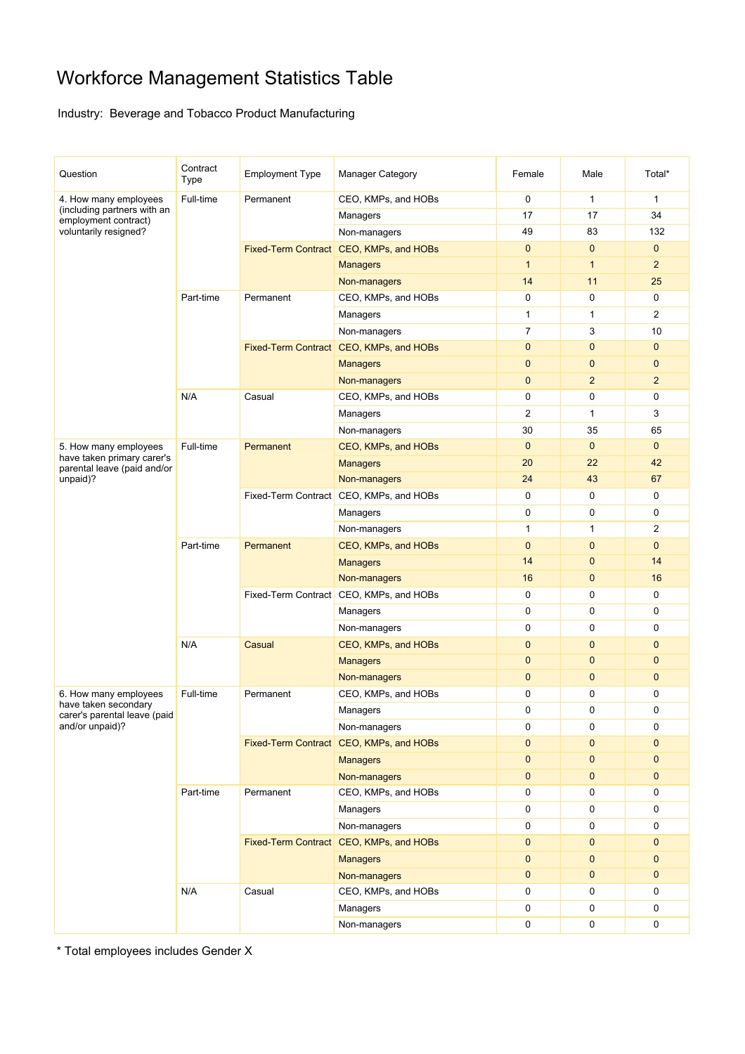# Workforce Management Statistics Table

Industry: Beverage and Tobacco Product Manufacturing

| Question | Contract Type | Employment Type | Manager Category | Female | Male | Total* |
|---|---|---|---|---|---|---|
| 4. How many employees (including partners with an employment contract) voluntarily resigned? | Full-time | Permanent | CEO, KMPs, and HOBs | 0 | 1 | 1 |
| | | | Managers | 17 | 17 | 34 |
| | | | Non-managers | 49 | 83 | 132 |
| | | Fixed-Term Contract | CEO, KMPs, and HOBs | 0 | 0 | 0 |
| | | | Managers | 1 | 1 | 2 |
| | | | Non-managers | 14 | 11 | 25 |
| | Part-time | Permanent | CEO, KMPs, and HOBs | 0 | 0 | 0 |
| | | | Managers | 1 | 1 | 2 |
| | | | Non-managers | 7 | 3 | 10 |
| | | Fixed-Term Contract | CEO, KMPs, and HOBs | 0 | 0 | 0 |
| | | | Managers | 0 | 0 | 0 |
| | | | Non-managers | 0 | 2 | 2 |
| | N/A | Casual | CEO, KMPs, and HOBs | 0 | 0 | 0 |
| | | | Managers | 2 | 1 | 3 |
| | | | Non-managers | 30 | 35 | 65 |
| 5. How many employees have taken primary carer's parental leave (paid and/or unpaid)? | Full-time | Permanent | CEO, KMPs, and HOBs | 0 | 0 | 0 |
| | | | Managers | 20 | 22 | 42 |
| | | | Non-managers | 24 | 43 | 67 |
| | | Fixed-Term Contract | CEO, KMPs, and HOBs | 0 | 0 | 0 |
| | | | Managers | 0 | 0 | 0 |
| | | | Non-managers | 1 | 1 | 2 |
| | Part-time | Permanent | CEO, KMPs, and HOBs | 0 | 0 | 0 |
| | | | Managers | 14 | 0 | 14 |
| | | | Non-managers | 16 | 0 | 16 |
| | | Fixed-Term Contract | CEO, KMPs, and HOBs | 0 | 0 | 0 |
| | | | Managers | 0 | 0 | 0 |
| | | | Non-managers | 0 | 0 | 0 |
| | N/A | Casual | CEO, KMPs, and HOBs | 0 | 0 | 0 |
| | | | Managers | 0 | 0 | 0 |
| | | | Non-managers | 0 | 0 | 0 |
| 6. How many employees have taken secondary carer's parental leave (paid and/or unpaid)? | Full-time | Permanent | CEO, KMPs, and HOBs | 0 | 0 | 0 |
| | | | Managers | 0 | 0 | 0 |
| | | | Non-managers | 0 | 0 | 0 |
| | | Fixed-Term Contract | CEO, KMPs, and HOBs | 0 | 0 | 0 |
| | | | Managers | 0 | 0 | 0 |
| | | | Non-managers | 0 | 0 | 0 |
| | Part-time | Permanent | CEO, KMPs, and HOBs | 0 | 0 | 0 |
| | | | Managers | 0 | 0 | 0 |
| | | | Non-managers | 0 | 0 | 0 |
| | | Fixed-Term Contract | CEO, KMPs, and HOBs | 0 | 0 | 0 |
| | | | Managers | 0 | 0 | 0 |
| | | | Non-managers | 0 | 0 | 0 |
| | N/A | Casual | CEO, KMPs, and HOBs | 0 | 0 | 0 |
| | | | Managers | 0 | 0 | 0 |
| | | | Non-managers | 0 | 0 | 0 |

* Total employees includes Gender X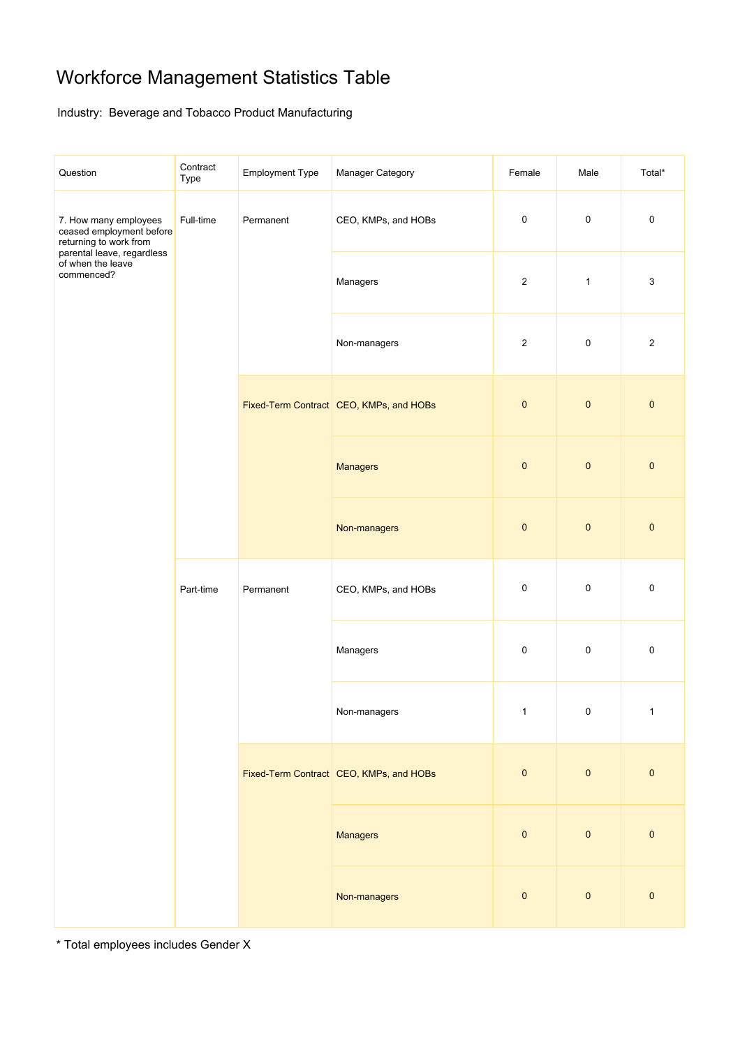# Workforce Management Statistics Table

Industry: Beverage and Tobacco Product Manufacturing

| Question | Contract Type | Employment Type | Manager Category | Female | Male | Total* |
| --- | --- | --- | --- | --- | --- | --- |
| 7. How many employees ceased employment before returning to work from parental leave, regardless of when the leave commenced? | Full-time | Permanent | CEO, KMPs, and HOBs | 0 | 0 | 0 |
| | | | Managers | 2 | 1 | 3 |
| | | | Non-managers | 2 | 0 | 2 |
| | | Fixed-Term Contract | CEO, KMPs, and HOBs | 0 | 0 | 0 |
| | | | Managers | 0 | 0 | 0 |
| | | | Non-managers | 0 | 0 | 0 |
| | Part-time | Permanent | CEO, KMPs, and HOBs | 0 | 0 | 0 |
| | | | Managers | 0 | 0 | 0 |
| | | | Non-managers | 1 | 0 | 1 |
| | | Fixed-Term Contract | CEO, KMPs, and HOBs | 0 | 0 | 0 |
| | | | Managers | 0 | 0 | 0 |
| | | | Non-managers | 0 | 0 | 0 |

* Total employees includes Gender X